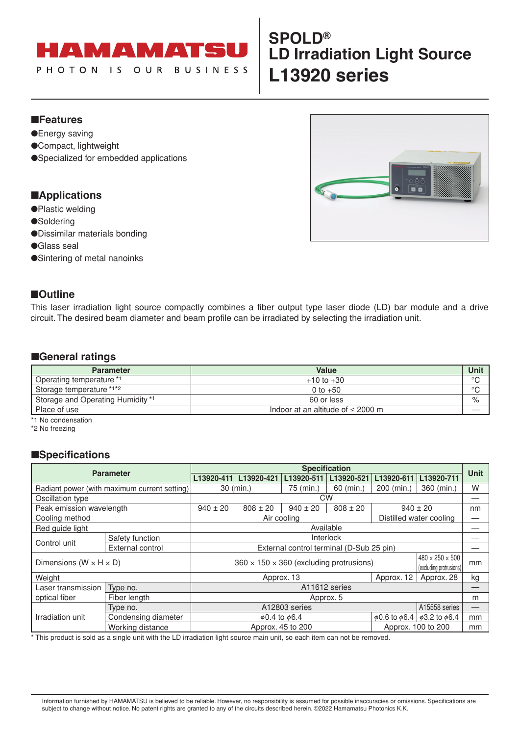# SPOLD®
# LD Irradiation Light Source
# L13920 series

## ■Features

- ●Energy saving
- ●Compact, lightweight
- ●Specialized for embedded applications

## ■Applications

- ●Plastic welding
- ●Soldering
- ●Dissimilar materials bonding
- ●Glass seal
- ●Sintering of metal nanoinks

## ■Outline

This laser irradiation light source compactly combines a fiber output type laser diode (LD) bar module and a drive circuit. The desired beam diameter and beam profile can be irradiated by selecting the irradiation unit.

## ■General ratings

| Parameter | Value | Unit |
|---|---|---|
| Operating temperature *1 | +10 to +30 | °C |
| Storage temperature *1*2 | 0 to +50 | °C |
| Storage and Operating Humidity *1 | 60 or less | % |
| Place of use | Indoor at an altitude of ≤ 2000 m | — |

*1 No condensation
*2 No freezing

## ■Specifications

| Parameter | | Specification | | | | | | Unit |
|---|---|---|---|---|---|---|---|---|
| | | L13920-411 | L13920-421 | L13920-511 | L13920-521 | L13920-611 | L13920-711 | |
| Radiant power (with maximum current setting) | | 30 (min.) | | 75 (min.) | 60 (min.) | 200 (min.) | 360 (min.) | W |
| Oscillation type | | CW | | | | | | — |
| Peak emission wavelength | | 940 ± 20 | 808 ± 20 | 940 ± 20 | 808 ± 20 | 940 ± 20 | | nm |
| Cooling method | | Air cooling | | | | Distilled water cooling | | — |
| Red guide light | | Available | | | | | | — |
| Control unit | Safety function | Interlock | | | | | | — |
| | External control | External control terminal (D-Sub 25 pin) | | | | | | — |
| Dimensions (W × H × D) | | 360 × 150 × 360 (excluding protrusions) | | | | | 480 × 250 × 500 (excluding protrusions) | mm |
| Weight | | Approx. 13 | | | | Approx. 12 | Approx. 28 | kg |
| Laser transmission optical fiber | Type no. | A11612 series | | | | | | — |
| | Fiber length | Approx. 5 | | | | | | m |
| Irradiation unit | Type no. | A12803 series | | | | | A15558 series | — |
| | Condensing diameter | $\phi$0.4 to $\phi$6.4 | | | | $\phi$0.6 to $\phi$6.4 | $\phi$3.2 to $\phi$6.4 | mm |
| | Working distance | Approx. 45 to 200 | | | | Approx. 100 to 200 | | mm |

* This product is sold as a single unit with the LD irradiation light source main unit, so each item can not be removed.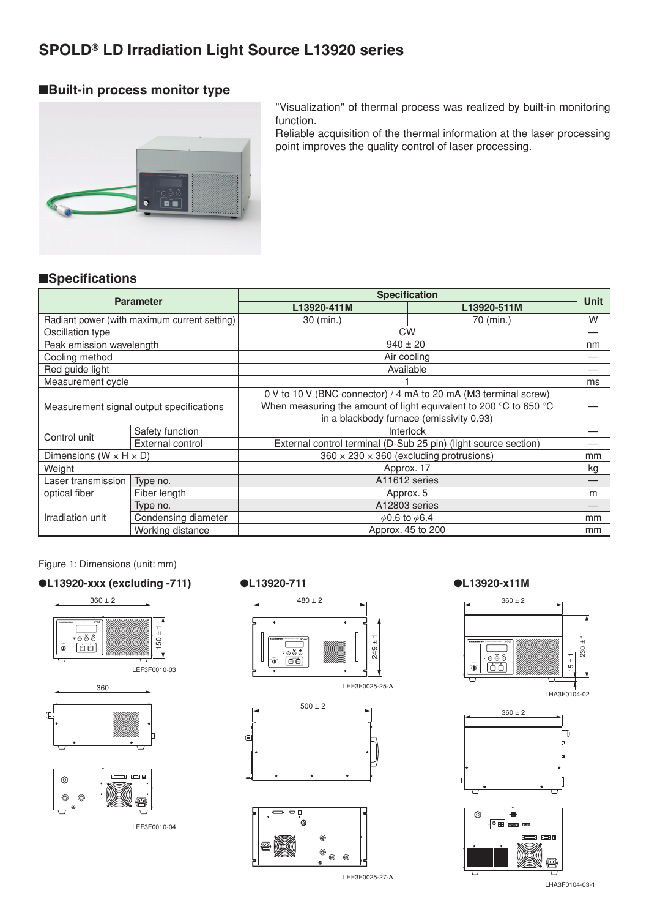# SPOLD® LD Irradiation Light Source L13920 series

## ■Built-in process monitor type

"Visualization" of thermal process was realized by built-in monitoring function.
Reliable acquisition of the thermal information at the laser processing point improves the quality control of laser processing.

## ■Specifications

| Parameter | | Specification | | Unit |
|---|---|---|---|---|
| | | L13920-411M | L13920-511M | |
| Radiant power (with maximum current setting) | | 30 (min.) | 70 (min.) | W |
| Oscillation type | | CW | | — |
| Peak emission wavelength | | 940 ± 20 | | nm |
| Cooling method | | Air cooling | | — |
| Red guide light | | Available | | — |
| Measurement cycle | | 1 | | ms |
| Measurement signal output specifications | | 0 V to 10 V (BNC connector) / 4 mA to 20 mA (M3 terminal screw) When measuring the amount of light equivalent to 200 °C to 650 °C in a blackbody furnace (emissivity 0.93) | | — |
| Control unit | Safety function | Interlock | | — |
| | External control | External control terminal (D-Sub 25 pin) (light source section) | | — |
| Dimensions (W × H × D) | | 360 × 230 × 360 (excluding protrusions) | | mm |
| Weight | | Approx. 17 | | kg |
| Laser transmission optical fiber | Type no. | A11612 series | | — |
| | Fiber length | Approx. 5 | | m |
| Irradiation unit | Type no. | A12803 series | | — |
| | Condensing diameter | $\phi$0.6 to $\phi$6.4 | | mm |
| | Working distance | Approx. 45 to 200 | | mm |

Figure 1: Dimensions (unit: mm)

●L13920-xxx (excluding -711)

360 ± 2

150 ± 1

LEF3F0010-03

360

LEF3F0010-04

●L13920-711

480 ± 2

249 ± 1

LEF3F0025-25-A

500 ± 2

LEF3F0025-27-A

●L13920-x11M

360 ± 2

230 ± 1

15 ± 1

LHA3F0104-02

360 ± 2

LHA3F0104-03-1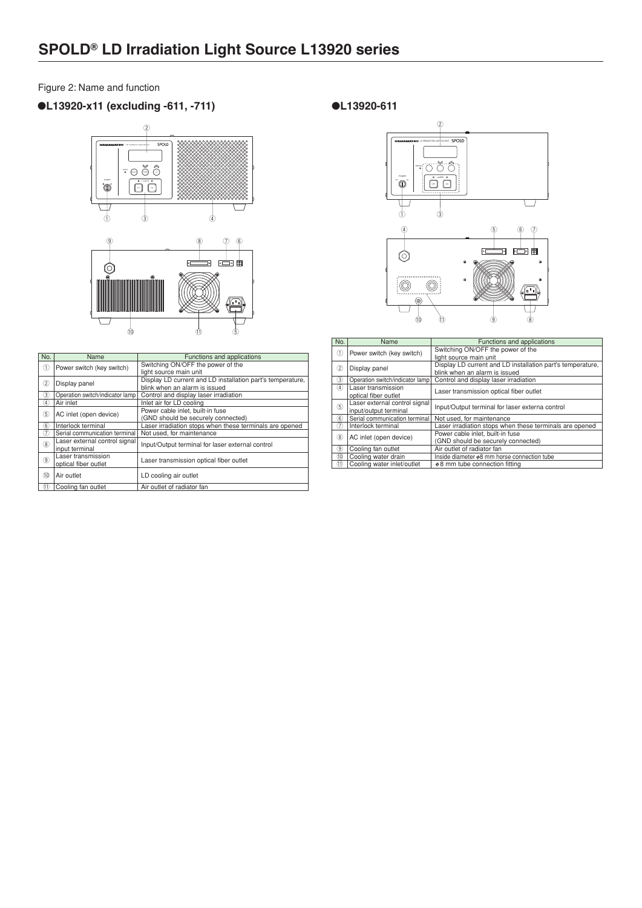# SPOLD® LD Irradiation Light Source L13920 series

Figure 2: Name and function

## ●L13920-x11 (excluding -611, -711)

| No. | Name | Functions and applications |
|---|---|---|
| ① | Power switch (key switch) | Switching ON/OFF the power of the light source main unit |
| ② | Display panel | Display LD current and LD installation part's temperature, blink when an alarm is issued |
| ③ | Operation switch/indicator lamp | Control and display laser irradiation |
| ④ | Air inlet | Inlet air for LD cooling |
| ⑤ | AC inlet (open device) | Power cable inlet, built-in fuse (GND should be securely connected) |
| ⑥ | Interlock terminal | Laser irradiation stops when these terminals are opened |
| ⑦ | Serial communication terminal | Not used, for maintenance |
| ⑧ | Laser external control signal input terminal | Input/Output terminal for laser external control |
| ⑨ | Laser transmission optical fiber outlet | Laser transmission optical fiber outlet |
| ⑩ | Air outlet | LD cooling air outlet |
| ⑪ | Cooling fan outlet | Air outlet of radiator fan |

## ●L13920-611

| No. | Name | Functions and applications |
|---|---|---|
| ① | Power switch (key switch) | Switching ON/OFF the power of the light source main unit |
| ② | Display panel | Display LD current and LD installation part's temperature, blink when an alarm is issued |
| ③ | Operation switch/indicator lamp | Control and display laser irradiation |
| ④ | Laser transmission optical fiber outlet | Laser transmission optical fiber outlet |
| ⑤ | Laser external control signal input/output terminal | Input/Output terminal for laser externa control |
| ⑥ | Serial communication terminal | Not used, for maintenance |
| ⑦ | Interlock terminal | Laser irradiation stops when these terminals are opened |
| ⑧ | AC inlet (open device) | Power cable inlet, built-in fuse (GND should be securely connected) |
| ⑨ | Cooling fan outlet | Air outlet of radiator fan |
| ⑩ | Cooling water drain | Inside diameter ϕ8 mm horse connection tube |
| ⑪ | Cooling water inlet/outlet | ϕ8 mm tube connection fitting |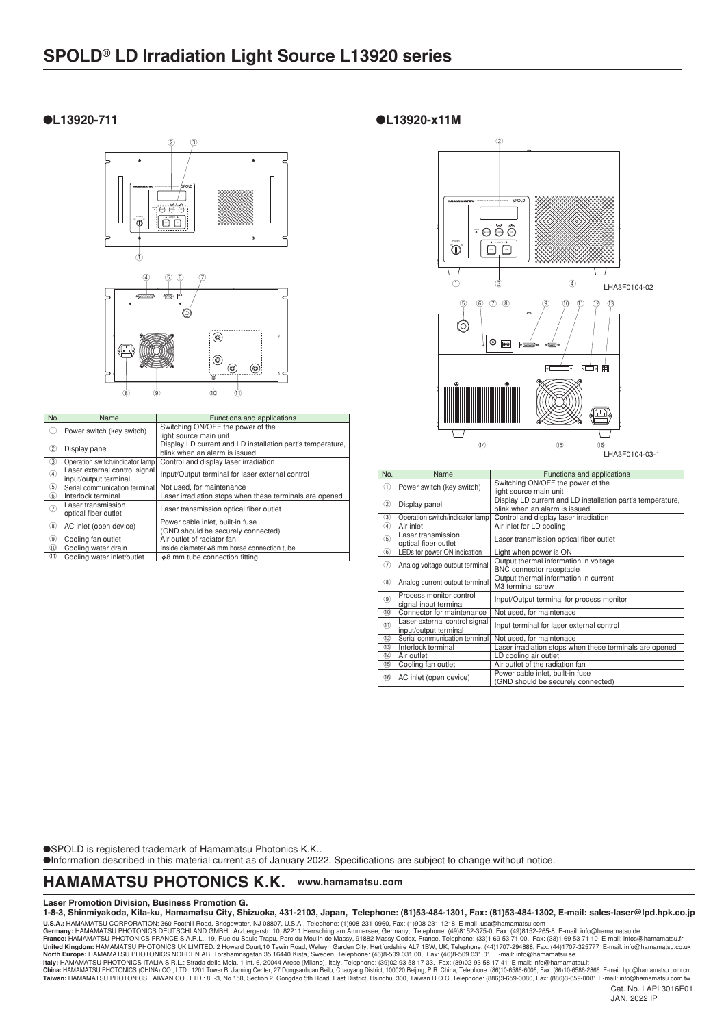# SPOLD® LD Irradiation Light Source L13920 series

## ●L13920-711

| No. | Name | Functions and applications |
|---|---|---|
| ① | Power switch (key switch) | Switching ON/OFF the power of the light source main unit |
| ② | Display panel | Display LD current and LD installation part's temperature, blink when an alarm is issued |
| ③ | Operation switch/indicator lamp | Control and display laser irradiation |
| ④ | Laser external control signal input/output terminal | Input/Output terminal for laser external control |
| ⑤ | Serial communication terminal | Not used, for maintenance |
| ⑥ | Interlock terminal | Laser irradiation stops when these terminals are opened |
| ⑦ | Laser transmission optical fiber outlet | Laser transmission optical fiber outlet |
| ⑧ | AC inlet (open device) | Power cable inlet, built-in fuse (GND should be securely connected) |
| ⑨ | Cooling fan outlet | Air outlet of radiator fan |
| ⑩ | Cooling water drain | Inside diameter ϕ8 mm horse connection tube |
| ⑪ | Cooling water inlet/outlet | ϕ8 mm tube connection fitting |

## ●L13920-x11M

LHA3F0104-02

LHA3F0104-03-1

| No. | Name | Functions and applications |
|---|---|---|
| ① | Power switch (key switch) | Switching ON/OFF the power of the light source main unit |
| ② | Display panel | Display LD current and LD installation part's temperature, blink when an alarm is issued |
| ③ | Operation switch/indicator lamp | Control and display laser irradiation |
| ④ | Air inlet | Air inlet for LD cooling |
| ⑤ | Laser transmission optical fiber outlet | Laser transmission optical fiber outlet |
| ⑥ | LEDs for power ON indication | Light when power is ON |
| ⑦ | Analog voltage output terminal | Output thermal information in voltage BNC connector receptacle |
| ⑧ | Analog current output terminal | Output thermal information in current M3 terminal screw |
| ⑨ | Process monitor control signal input terminal | Input/Output terminal for process monitor |
| ⑩ | Connector for maintenance | Not used, for maintenace |
| ⑪ | Laser external control signal input/output terminal | Input terminal for laser external control |
| ⑫ | Serial communication terminal | Not used, for maintenace |
| ⑬ | Interlock terminal | Laser irradiation stops when these terminals are opened |
| ⑭ | Air outlet | LD cooling air outlet |
| ⑮ | Cooling fan outlet | Air outlet of the radiation fan |
| ⑯ | AC inlet (open device) | Power cable inlet, built-in fuse (GND should be securely connected) |

●SPOLD is registered trademark of Hamamatsu Photonics K.K..

●Information described in this material current as of January 2022. Specifications are subject to change without notice.

## HAMAMATSU PHOTONICS K.K. www.hamamatsu.com

**Laser Promotion Division, Business Promotion G.**

**1-8-3, Shinmiyakoda, Kita-ku, Hamamatsu City, Shizuoka, 431-2103, Japan, Telephone: (81)53-484-1301, Fax: (81)53-484-1302, E-mail: sales-laser@lpd.hpk.co.jp**

**U.S.A.:** HAMAMATSU CORPORATION: 360 Foothill Road, Bridgewater, NJ 08807, U.S.A., Telephone: (1)908-231-0960, Fax: (1)908-231-1218 E-mail: usa@hamamatsu.com
**Germany:** HAMAMATSU PHOTONICS DEUTSCHLAND GMBH.: Arzbergerstr. 10, 82211 Herrsching am Ammersee, Germany, Telephone: (49)8152-375-0, Fax: (49)8152-265-8 E-mail: info@hamamatsu.de
**France:** HAMAMATSU PHOTONICS FRANCE S.A.R.L.: 19, Rue du Saule Trapu, Parc du Moulin de Massy, 91882 Massy Cedex, France, Telephone: (33)1 69 53 71 00, Fax: (33)1 69 53 71 10 E-mail: infos@hamamatsu.fr
**United Kingdom:** HAMAMATSU PHOTONICS UK LIMITED: 2 Howard Court,10 Tewin Road, Welwyn Garden City, Hertfordshire AL7 1BW, UK, Telephone: (44)1707-294888, Fax: (44)1707-325777 E-mail: info@hamamatsu.co.uk
**North Europe:** HAMAMATSU PHOTONICS NORDEN AB: Torshamnsgatan 35 16440 Kista, Sweden, Telephone: (46)8-509 031 00, Fax: (46)8-509 031 01 E-mail: info@hamamatsu.se
**Italy:** HAMAMATSU PHOTONICS ITALIA S.R.L.: Strada della Moia, 1 int. 6, 20044 Arese (Milano), Italy, Telephone: (39)02-93 58 17 33, Fax: (39)02-93 58 17 41 E-mail: info@hamamatsu.it
**China:** HAMAMATSU PHOTONICS (CHINA) CO., LTD.: 1201 Tower B, Jiaming Center, 27 Dongsanhuan Beilu, Chaoyang District, 100020 Beijing, P.R. China, Telephone: (86)10-6586-6006, Fax: (86)10-6586-2866 E-mail: hpc@hamamatsu.com.cn
**Taiwan:** HAMAMATSU PHOTONICS TAIWAN CO., LTD.: 8F-3, No.158, Section 2, Gongdao 5th Road, East District, Hsinchu, 300, Taiwan R.O.C. Telephone: (886)3-659-0080, Fax: (886)3-659-0081 E-mail: info@hamamatsu.com.tw

Cat. No. LAPL3016E01
JAN. 2022 IP